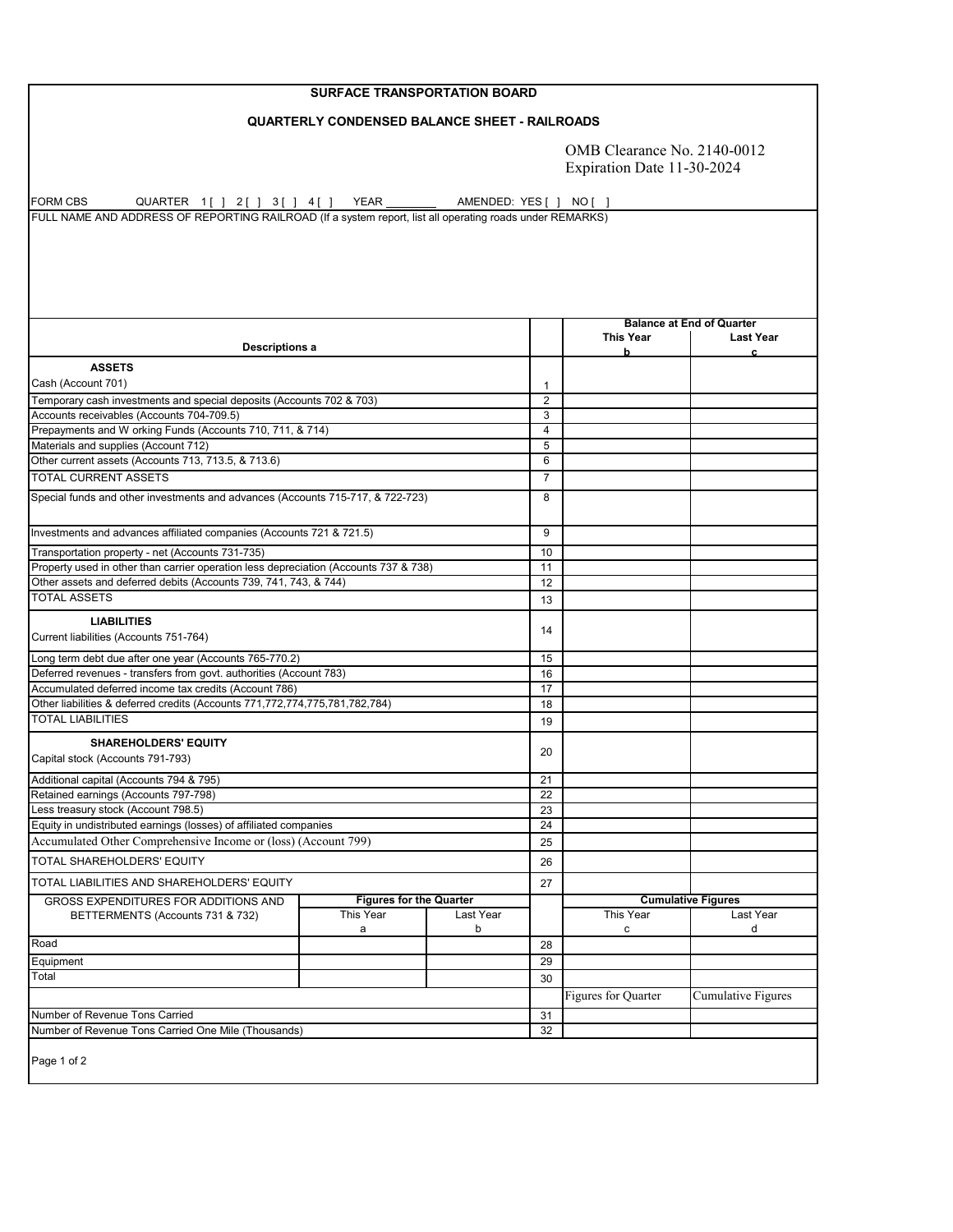# SURFACE TRANSPORTATION BOARD

## QUARTERLY CONDENSED BALANCE SHEET - RAILROADS

OMB Clearance No. 2140-0012
Expiration Date 11-30-2024

FORM CBS QUARTER 1 [ ] 2 [ ] 3 [ ] 4 [ ] YEAR ________ AMENDED: YES [ ] NO [ ]

FULL NAME AND ADDRESS OF REPORTING RAILROAD (If a system report, list all operating roads under REMARKS)

| Descriptions a | | Balance at End of Quarter This Year b | Last Year c |
|---|---|---|---|
| **ASSETS** | | | |
| Cash (Account 701) | 1 | | |
| Temporary cash investments and special deposits (Accounts 702 & 703) | 2 | | |
| Accounts receivables (Accounts 704-709.5) | 3 | | |
| Prepayments and W orking Funds (Accounts 710, 711, & 714) | 4 | | |
| Materials and supplies (Account 712) | 5 | | |
| Other current assets (Accounts 713, 713.5, & 713.6) | 6 | | |
| TOTAL CURRENT ASSETS | 7 | | |
| Special funds and other investments and advances (Accounts 715-717, & 722-723) | 8 | | |
| Investments and advances affiliated companies (Accounts 721 & 721.5) | 9 | | |
| Transportation property - net (Accounts 731-735) | 10 | | |
| Property used in other than carrier operation less depreciation (Accounts 737 & 738) | 11 | | |
| Other assets and deferred debits (Accounts 739, 741, 743, & 744) | 12 | | |
| TOTAL ASSETS | 13 | | |
| **LIABILITIES** | | | |
| Current liabilities (Accounts 751-764) | 14 | | |
| Long term debt due after one year (Accounts 765-770.2) | 15 | | |
| Deferred revenues - transfers from govt. authorities (Account 783) | 16 | | |
| Accumulated deferred income tax credits (Account 786) | 17 | | |
| Other liabilities & deferred credits (Accounts 771,772,774,775,781,782,784) | 18 | | |
| TOTAL LIABILITIES | 19 | | |
| **SHAREHOLDERS' EQUITY** | | | |
| Capital stock (Accounts 791-793) | 20 | | |
| Additional capital (Accounts 794 & 795) | 21 | | |
| Retained earnings (Accounts 797-798) | 22 | | |
| Less treasury stock (Account 798.5) | 23 | | |
| Equity in undistributed earnings (losses) of affiliated companies | 24 | | |
| Accumulated Other Comprehensive Income or (loss) (Account 799) | 25 | | |
| TOTAL SHAREHOLDERS' EQUITY | 26 | | |
| TOTAL LIABILITIES AND SHAREHOLDERS' EQUITY | 27 | | |

| GROSS EXPENDITURES FOR ADDITIONS AND BETTERMENTS (Accounts 731 & 732) | Figures for the Quarter This Year a | Last Year b | | Cumulative Figures This Year c | Last Year d |
|---|---|---|---|---|---|
| Road | | | 28 | | |
| Equipment | | | 29 | | |
| Total | | | 30 | | |

| | | Figures for Quarter | Cumulative Figures |
|---|---|---|---|
| Number of Revenue Tons Carried | 31 | | |
| Number of Revenue Tons Carried One Mile (Thousands) | 32 | | |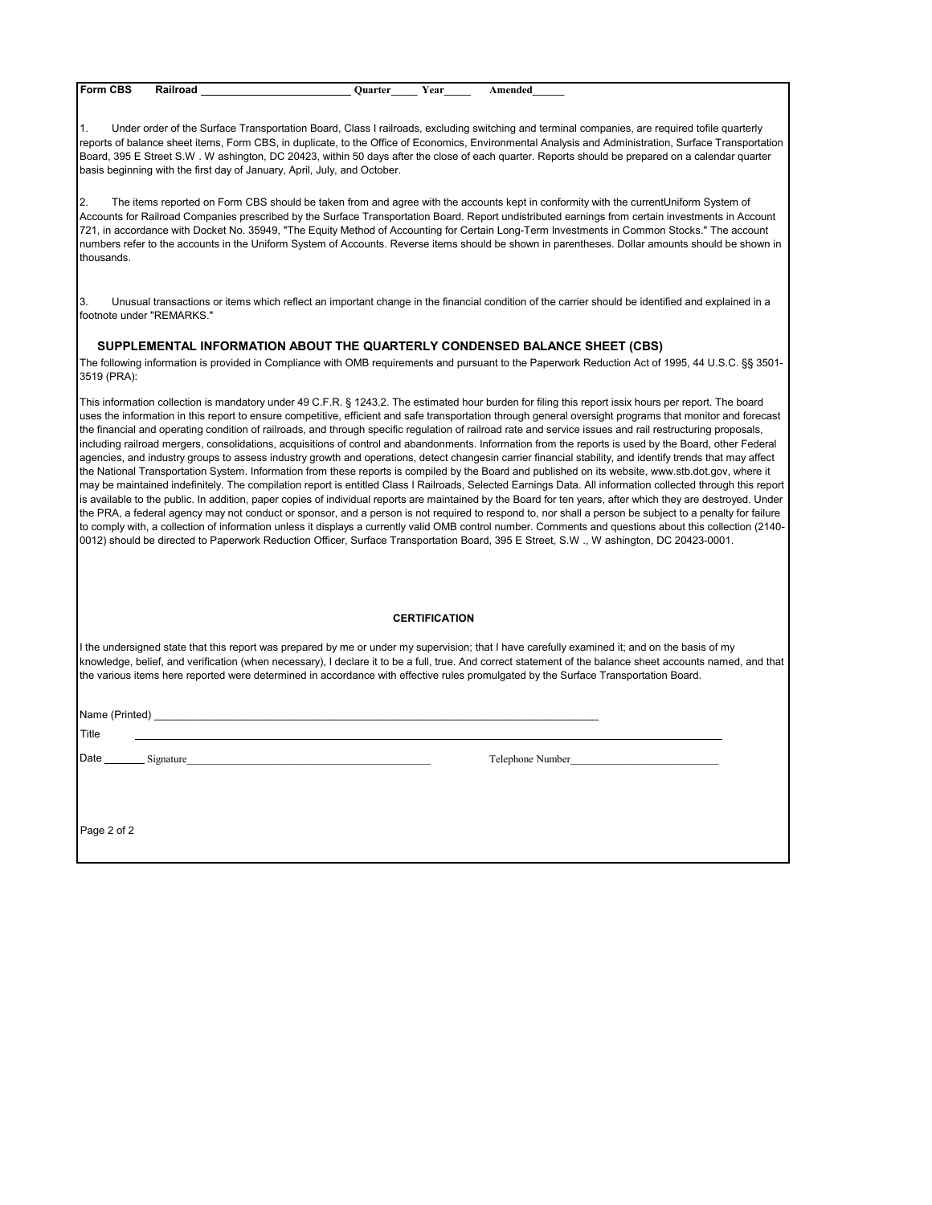**Form CBS** **Railroad** ______________________ **Quarter**_____ **Year**_____ **Amended**______

1. Under order of the Surface Transportation Board, Class I railroads, excluding switching and terminal companies, are required tofile quarterly reports of balance sheet items, Form CBS, in duplicate, to the Office of Economics, Environmental Analysis and Administration, Surface Transportation Board, 395 E Street S.W . W ashington, DC 20423, within 50 days after the close of each quarter. Reports should be prepared on a calendar quarter basis beginning with the first day of January, April, July, and October.

2. The items reported on Form CBS should be taken from and agree with the accounts kept in conformity with the currentUniform System of Accounts for Railroad Companies prescribed by the Surface Transportation Board. Report undistributed earnings from certain investments in Account 721, in accordance with Docket No. 35949, "The Equity Method of Accounting for Certain Long-Term Investments in Common Stocks." The account numbers refer to the accounts in the Uniform System of Accounts. Reverse items should be shown in parentheses. Dollar amounts should be shown in thousands.

3. Unusual transactions or items which reflect an important change in the financial condition of the carrier should be identified and explained in a footnote under "REMARKS."

## SUPPLEMENTAL INFORMATION ABOUT THE QUARTERLY CONDENSED BALANCE SHEET (CBS)

The following information is provided in Compliance with OMB requirements and pursuant to the Paperwork Reduction Act of 1995, 44 U.S.C. §§ 3501-3519 (PRA):

This information collection is mandatory under 49 C.F.R. § 1243.2. The estimated hour burden for filing this report issix hours per report. The board uses the information in this report to ensure competitive, efficient and safe transportation through general oversight programs that monitor and forecast the financial and operating condition of railroads, and through specific regulation of railroad rate and service issues and rail restructuring proposals, including railroad mergers, consolidations, acquisitions of control and abandonments. Information from the reports is used by the Board, other Federal agencies, and industry groups to assess industry growth and operations, detect changesin carrier financial stability, and identify trends that may affect the National Transportation System. Information from these reports is compiled by the Board and published on its website, www.stb.dot.gov, where it may be maintained indefinitely. The compilation report is entitled Class I Railroads, Selected Earnings Data. All information collected through this report is available to the public. In addition, paper copies of individual reports are maintained by the Board for ten years, after which they are destroyed. Under the PRA, a federal agency may not conduct or sponsor, and a person is not required to respond to, nor shall a person be subject to a penalty for failure to comply with, a collection of information unless it displays a currently valid OMB control number. Comments and questions about this collection (2140-0012) should be directed to Paperwork Reduction Officer, Surface Transportation Board, 395 E Street, S.W ., W ashington, DC 20423-0001.

### CERTIFICATION

I the undersigned state that this report was prepared by me or under my supervision; that I have carefully examined it; and on the basis of my knowledge, belief, and verification (when necessary), I declare it to be a full, true. And correct statement of the balance sheet accounts named, and that the various items here reported were determined in accordance with effective rules promulgated by the Surface Transportation Board.

Name (Printed) ____________________________________________________________

Title ____________________________________________________________

Date _______ Signature________________________________________ Telephone Number__________________________